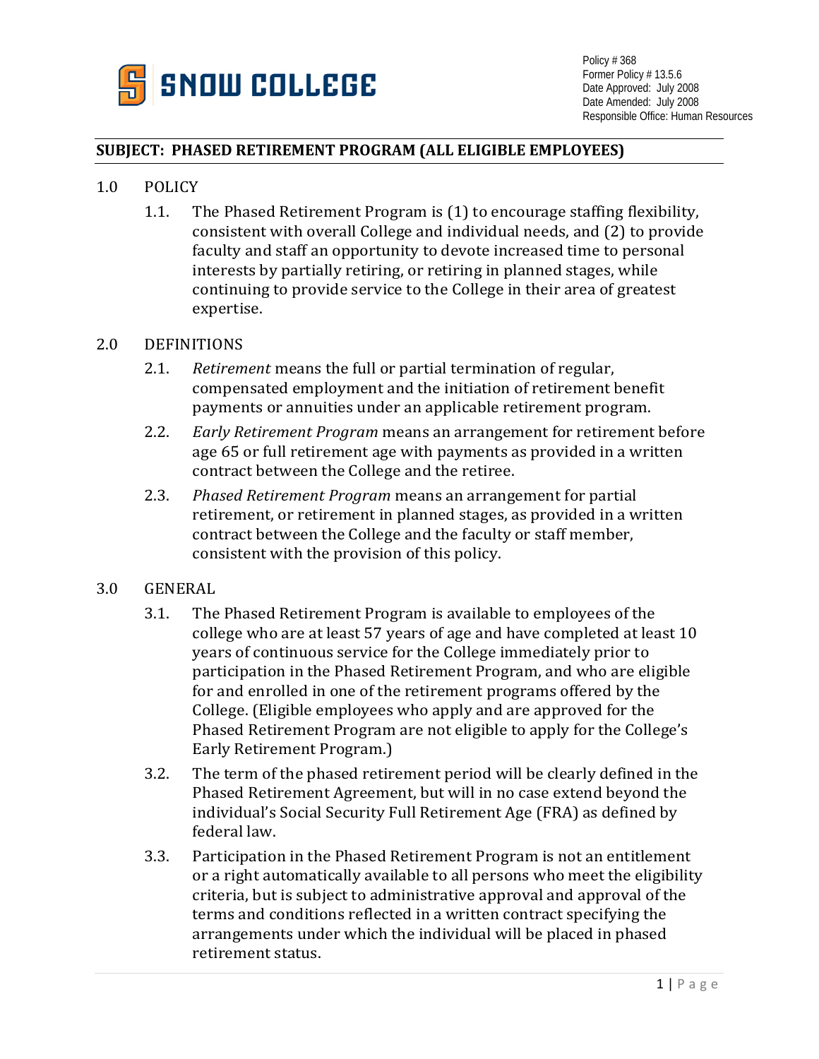SNOW COLLEGE

Policy # 368
Former Policy # 13.5.6
Date Approved: July 2008
Date Amended: July 2008
Responsible Office: Human Resources

## SUBJECT: PHASED RETIREMENT PROGRAM (ALL ELIGIBLE EMPLOYEES)

### 1.0 POLICY

1.1. The Phased Retirement Program is (1) to encourage staffing flexibility, consistent with overall College and individual needs, and (2) to provide faculty and staff an opportunity to devote increased time to personal interests by partially retiring, or retiring in planned stages, while continuing to provide service to the College in their area of greatest expertise.

### 2.0 DEFINITIONS

2.1. *Retirement* means the full or partial termination of regular, compensated employment and the initiation of retirement benefit payments or annuities under an applicable retirement program.

2.2. *Early Retirement Program* means an arrangement for retirement before age 65 or full retirement age with payments as provided in a written contract between the College and the retiree.

2.3. *Phased Retirement Program* means an arrangement for partial retirement, or retirement in planned stages, as provided in a written contract between the College and the faculty or staff member, consistent with the provision of this policy.

### 3.0 GENERAL

3.1. The Phased Retirement Program is available to employees of the college who are at least 57 years of age and have completed at least 10 years of continuous service for the College immediately prior to participation in the Phased Retirement Program, and who are eligible for and enrolled in one of the retirement programs offered by the College. (Eligible employees who apply and are approved for the Phased Retirement Program are not eligible to apply for the College's Early Retirement Program.)

3.2. The term of the phased retirement period will be clearly defined in the Phased Retirement Agreement, but will in no case extend beyond the individual's Social Security Full Retirement Age (FRA) as defined by federal law.

3.3. Participation in the Phased Retirement Program is not an entitlement or a right automatically available to all persons who meet the eligibility criteria, but is subject to administrative approval and approval of the terms and conditions reflected in a written contract specifying the arrangements under which the individual will be placed in phased retirement status.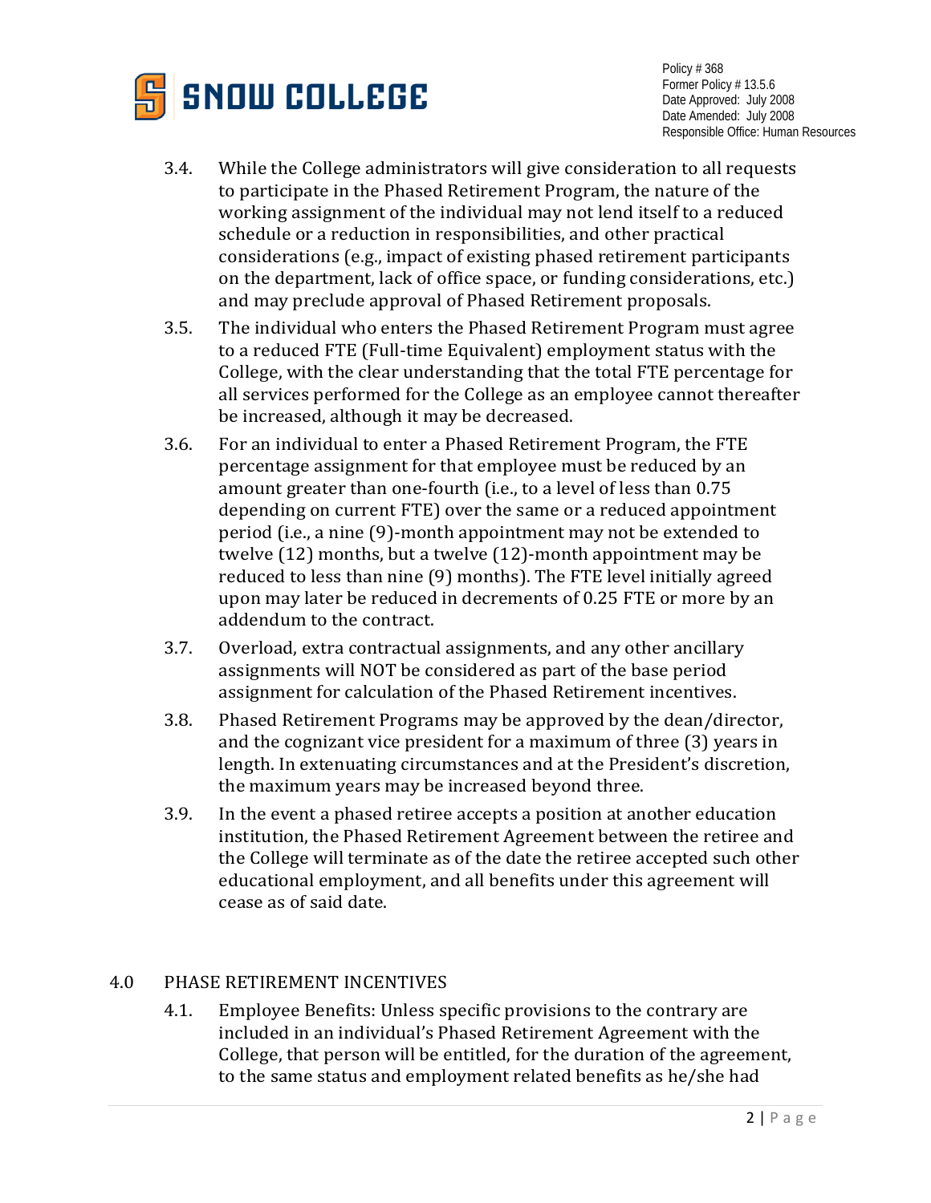3.4. While the College administrators will give consideration to all requests to participate in the Phased Retirement Program, the nature of the working assignment of the individual may not lend itself to a reduced schedule or a reduction in responsibilities, and other practical considerations (e.g., impact of existing phased retirement participants on the department, lack of office space, or funding considerations, etc.) and may preclude approval of Phased Retirement proposals.

3.5. The individual who enters the Phased Retirement Program must agree to a reduced FTE (Full-time Equivalent) employment status with the College, with the clear understanding that the total FTE percentage for all services performed for the College as an employee cannot thereafter be increased, although it may be decreased.

3.6. For an individual to enter a Phased Retirement Program, the FTE percentage assignment for that employee must be reduced by an amount greater than one-fourth (i.e., to a level of less than 0.75 depending on current FTE) over the same or a reduced appointment period (i.e., a nine (9)-month appointment may not be extended to twelve (12) months, but a twelve (12)-month appointment may be reduced to less than nine (9) months). The FTE level initially agreed upon may later be reduced in decrements of 0.25 FTE or more by an addendum to the contract.

3.7. Overload, extra contractual assignments, and any other ancillary assignments will NOT be considered as part of the base period assignment for calculation of the Phased Retirement incentives.

3.8. Phased Retirement Programs may be approved by the dean/director, and the cognizant vice president for a maximum of three (3) years in length. In extenuating circumstances and at the President's discretion, the maximum years may be increased beyond three.

3.9. In the event a phased retiree accepts a position at another education institution, the Phased Retirement Agreement between the retiree and the College will terminate as of the date the retiree accepted such other educational employment, and all benefits under this agreement will cease as of said date.

## 4.0 PHASE RETIREMENT INCENTIVES

4.1. Employee Benefits: Unless specific provisions to the contrary are included in an individual's Phased Retirement Agreement with the College, that person will be entitled, for the duration of the agreement, to the same status and employment related benefits as he/she had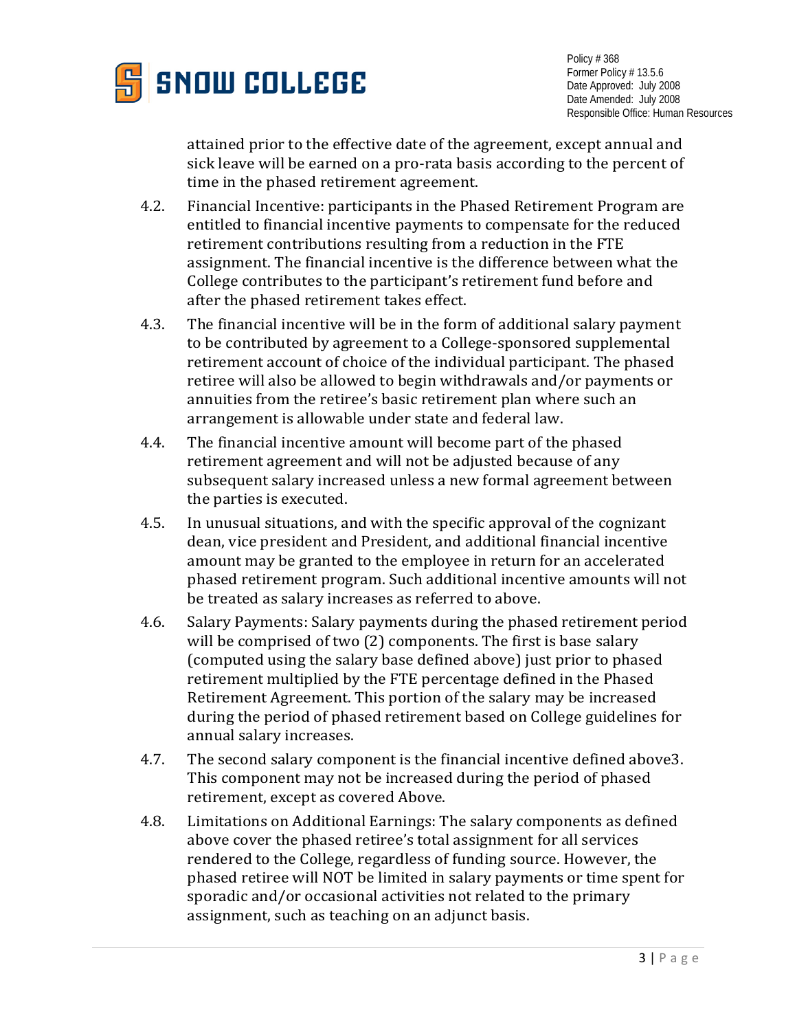attained prior to the effective date of the agreement, except annual and sick leave will be earned on a pro-rata basis according to the percent of time in the phased retirement agreement.

4.2. Financial Incentive: participants in the Phased Retirement Program are entitled to financial incentive payments to compensate for the reduced retirement contributions resulting from a reduction in the FTE assignment. The financial incentive is the difference between what the College contributes to the participant's retirement fund before and after the phased retirement takes effect.

4.3. The financial incentive will be in the form of additional salary payment to be contributed by agreement to a College-sponsored supplemental retirement account of choice of the individual participant. The phased retiree will also be allowed to begin withdrawals and/or payments or annuities from the retiree's basic retirement plan where such an arrangement is allowable under state and federal law.

4.4. The financial incentive amount will become part of the phased retirement agreement and will not be adjusted because of any subsequent salary increased unless a new formal agreement between the parties is executed.

4.5. In unusual situations, and with the specific approval of the cognizant dean, vice president and President, and additional financial incentive amount may be granted to the employee in return for an accelerated phased retirement program. Such additional incentive amounts will not be treated as salary increases as referred to above.

4.6. Salary Payments: Salary payments during the phased retirement period will be comprised of two (2) components. The first is base salary (computed using the salary base defined above) just prior to phased retirement multiplied by the FTE percentage defined in the Phased Retirement Agreement. This portion of the salary may be increased during the period of phased retirement based on College guidelines for annual salary increases.

4.7. The second salary component is the financial incentive defined above3. This component may not be increased during the period of phased retirement, except as covered Above.

4.8. Limitations on Additional Earnings: The salary components as defined above cover the phased retiree's total assignment for all services rendered to the College, regardless of funding source. However, the phased retiree will NOT be limited in salary payments or time spent for sporadic and/or occasional activities not related to the primary assignment, such as teaching on an adjunct basis.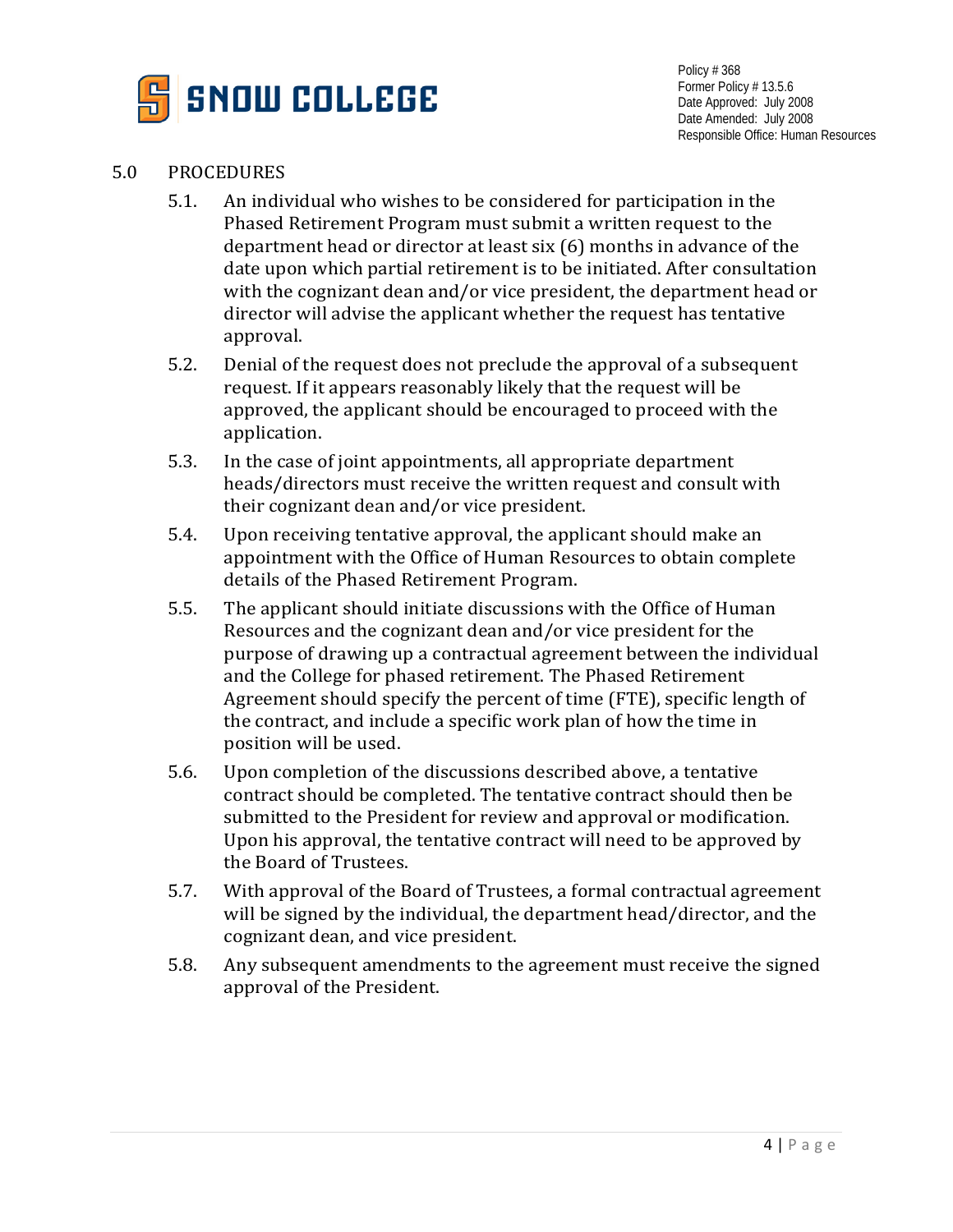## 5.0 PROCEDURES

5.1. An individual who wishes to be considered for participation in the Phased Retirement Program must submit a written request to the department head or director at least six (6) months in advance of the date upon which partial retirement is to be initiated. After consultation with the cognizant dean and/or vice president, the department head or director will advise the applicant whether the request has tentative approval.

5.2. Denial of the request does not preclude the approval of a subsequent request. If it appears reasonably likely that the request will be approved, the applicant should be encouraged to proceed with the application.

5.3. In the case of joint appointments, all appropriate department heads/directors must receive the written request and consult with their cognizant dean and/or vice president.

5.4. Upon receiving tentative approval, the applicant should make an appointment with the Office of Human Resources to obtain complete details of the Phased Retirement Program.

5.5. The applicant should initiate discussions with the Office of Human Resources and the cognizant dean and/or vice president for the purpose of drawing up a contractual agreement between the individual and the College for phased retirement. The Phased Retirement Agreement should specify the percent of time (FTE), specific length of the contract, and include a specific work plan of how the time in position will be used.

5.6. Upon completion of the discussions described above, a tentative contract should be completed. The tentative contract should then be submitted to the President for review and approval or modification. Upon his approval, the tentative contract will need to be approved by the Board of Trustees.

5.7. With approval of the Board of Trustees, a formal contractual agreement will be signed by the individual, the department head/director, and the cognizant dean, and vice president.

5.8. Any subsequent amendments to the agreement must receive the signed approval of the President.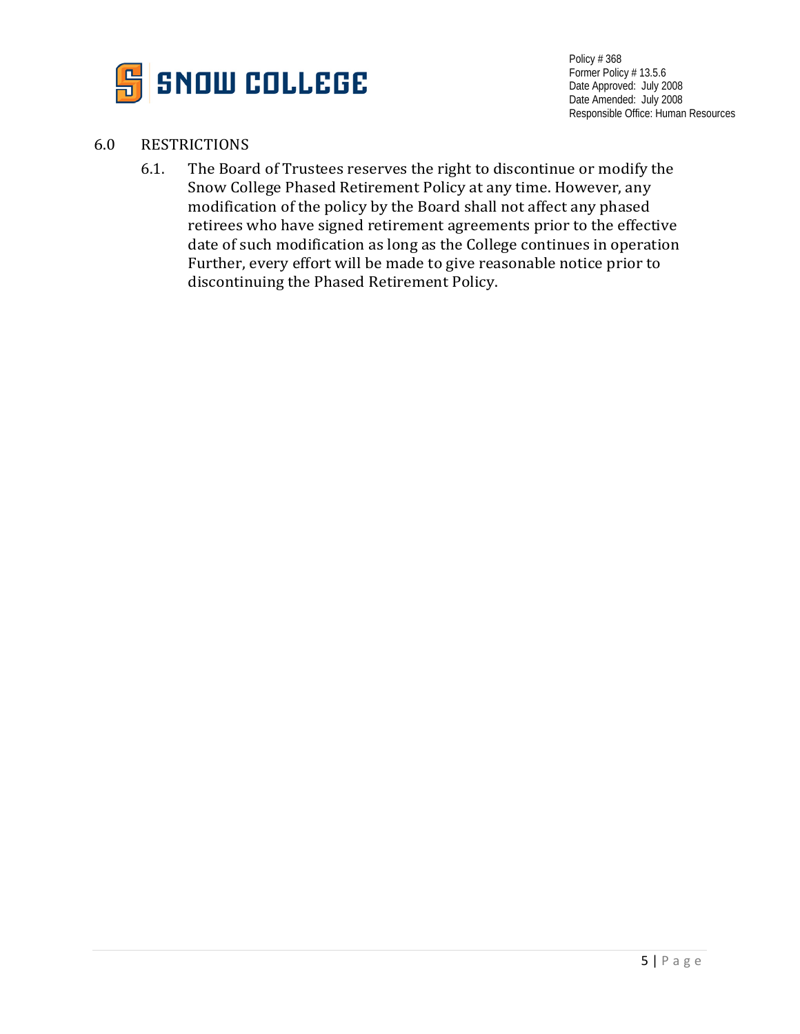## 6.0 RESTRICTIONS

6.1. The Board of Trustees reserves the right to discontinue or modify the Snow College Phased Retirement Policy at any time. However, any modification of the policy by the Board shall not affect any phased retirees who have signed retirement agreements prior to the effective date of such modification as long as the College continues in operation Further, every effort will be made to give reasonable notice prior to discontinuing the Phased Retirement Policy.